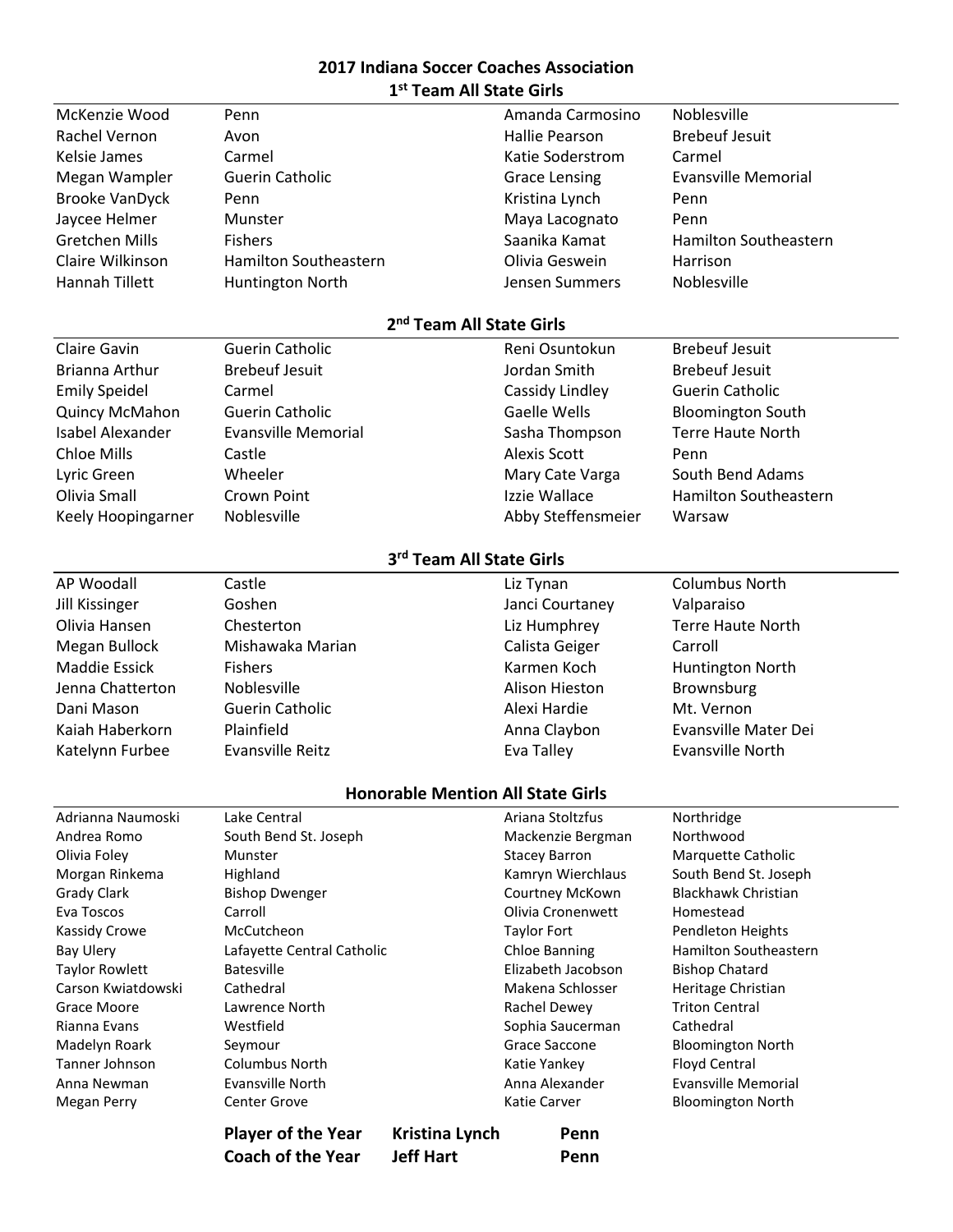## 2017 Indiana Soccer Coaches Association

### 1st Team All State Girls

| Name | School | Name | School |
|---|---|---|---|
| McKenzie Wood | Penn | Amanda Carmosino | Noblesville |
| Rachel Vernon | Avon | Hallie Pearson | Brebeuf Jesuit |
| Kelsie James | Carmel | Katie Soderstrom | Carmel |
| Megan Wampler | Guerin Catholic | Grace Lensing | Evansville Memorial |
| Brooke VanDyck | Penn | Kristina Lynch | Penn |
| Jaycee Helmer | Munster | Maya Lacognato | Penn |
| Gretchen Mills | Fishers | Saanika Kamat | Hamilton Southeastern |
| Claire Wilkinson | Hamilton Southeastern | Olivia Geswein | Harrison |
| Hannah Tillett | Huntington North | Jensen Summers | Noblesville |

### 2nd Team All State Girls

| Name | School | Name | School |
|---|---|---|---|
| Claire Gavin | Guerin Catholic | Reni Osuntokun | Brebeuf Jesuit |
| Brianna Arthur | Brebeuf Jesuit | Jordan Smith | Brebeuf Jesuit |
| Emily Speidel | Carmel | Cassidy Lindley | Guerin Catholic |
| Quincy McMahon | Guerin Catholic | Gaelle Wells | Bloomington South |
| Isabel Alexander | Evansville Memorial | Sasha Thompson | Terre Haute North |
| Chloe Mills | Castle | Alexis Scott | Penn |
| Lyric Green | Wheeler | Mary Cate Varga | South Bend Adams |
| Olivia Small | Crown Point | Izzie Wallace | Hamilton Southeastern |
| Keely Hoopingarner | Noblesville | Abby Steffensmeier | Warsaw |

### 3rd Team All State Girls

| Name | School | Name | School |
|---|---|---|---|
| AP Woodall | Castle | Liz Tynan | Columbus North |
| Jill Kissinger | Goshen | Janci Courtaney | Valparaiso |
| Olivia Hansen | Chesterton | Liz Humphrey | Terre Haute North |
| Megan Bullock | Mishawaka Marian | Calista Geiger | Carroll |
| Maddie Essick | Fishers | Karmen Koch | Huntington North |
| Jenna Chatterton | Noblesville | Alison Hieston | Brownsburg |
| Dani Mason | Guerin Catholic | Alexi Hardie | Mt. Vernon |
| Kaiah Haberkorn | Plainfield | Anna Claybon | Evansville Mater Dei |
| Katelynn Furbee | Evansville Reitz | Eva Talley | Evansville North |

### Honorable Mention All State Girls

| Name | School | Name | School |
|---|---|---|---|
| Adrianna Naumoski | Lake Central | Ariana Stoltzfus | Northridge |
| Andrea Romo | South Bend St. Joseph | Mackenzie Bergman | Northwood |
| Olivia Foley | Munster | Stacey Barron | Marquette Catholic |
| Morgan Rinkema | Highland | Kamryn Wierchlaus | South Bend St. Joseph |
| Grady Clark | Bishop Dwenger | Courtney McKown | Blackhawk Christian |
| Eva Toscos | Carroll | Olivia Cronenwett | Homestead |
| Kassidy Crowe | McCutcheon | Taylor Fort | Pendleton Heights |
| Bay Ulery | Lafayette Central Catholic | Chloe Banning | Hamilton Southeastern |
| Taylor Rowlett | Batesville | Elizabeth Jacobson | Bishop Chatard |
| Carson Kwiatdowski | Cathedral | Makena Schlosser | Heritage Christian |
| Grace Moore | Lawrence North | Rachel Dewey | Triton Central |
| Rianna Evans | Westfield | Sophia Saucerman | Cathedral |
| Madelyn Roark | Seymour | Grace Saccone | Bloomington North |
| Tanner Johnson | Columbus North | Katie Yankey | Floyd Central |
| Anna Newman | Evansville North | Anna Alexander | Evansville Memorial |
| Megan Perry | Center Grove | Katie Carver | Bloomington North |

**Player of the Year** **Kristina Lynch** **Penn**

**Coach of the Year** **Jeff Hart** **Penn**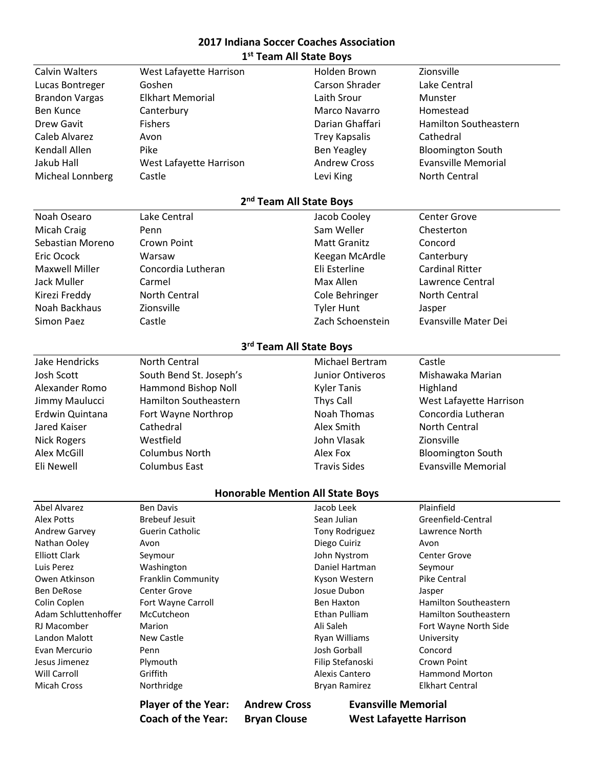# 2017 Indiana Soccer Coaches Association

## 1st Team All State Boys

| | | | |
|---|---|---|---|
| Calvin Walters | West Lafayette Harrison | Holden Brown | Zionsville |
| Lucas Bontreger | Goshen | Carson Shrader | Lake Central |
| Brandon Vargas | Elkhart Memorial | Laith Srour | Munster |
| Ben Kunce | Canterbury | Marco Navarro | Homestead |
| Drew Gavit | Fishers | Darian Ghaffari | Hamilton Southeastern |
| Caleb Alvarez | Avon | Trey Kapsalis | Cathedral |
| Kendall Allen | Pike | Ben Yeagley | Bloomington South |
| Jakub Hall | West Lafayette Harrison | Andrew Cross | Evansville Memorial |
| Micheal Lonnberg | Castle | Levi King | North Central |

## 2nd Team All State Boys

| | | | |
|---|---|---|---|
| Noah Osearo | Lake Central | Jacob Cooley | Center Grove |
| Micah Craig | Penn | Sam Weller | Chesterton |
| Sebastian Moreno | Crown Point | Matt Granitz | Concord |
| Eric Ocock | Warsaw | Keegan McArdle | Canterbury |
| Maxwell Miller | Concordia Lutheran | Eli Esterline | Cardinal Ritter |
| Jack Muller | Carmel | Max Allen | Lawrence Central |
| Kirezi Freddy | North Central | Cole Behringer | North Central |
| Noah Backhaus | Zionsville | Tyler Hunt | Jasper |
| Simon Paez | Castle | Zach Schoenstein | Evansville Mater Dei |

## 3rd Team All State Boys

| | | | |
|---|---|---|---|
| Jake Hendricks | North Central | Michael Bertram | Castle |
| Josh Scott | South Bend St. Joseph's | Junior Ontiveros | Mishawaka Marian |
| Alexander Romo | Hammond Bishop Noll | Kyler Tanis | Highland |
| Jimmy Maulucci | Hamilton Southeastern | Thys Call | West Lafayette Harrison |
| Erdwin Quintana | Fort Wayne Northrop | Noah Thomas | Concordia Lutheran |
| Jared Kaiser | Cathedral | Alex Smith | North Central |
| Nick Rogers | Westfield | John Vlasak | Zionsville |
| Alex McGill | Columbus North | Alex Fox | Bloomington South |
| Eli Newell | Columbus East | Travis Sides | Evansville Memorial |

## Honorable Mention All State Boys

| | | | |
|---|---|---|---|
| Abel Alvarez | Ben Davis | Jacob Leek | Plainfield |
| Alex Potts | Brebeuf Jesuit | Sean Julian | Greenfield-Central |
| Andrew Garvey | Guerin Catholic | Tony Rodriguez | Lawrence North |
| Nathan Ooley | Avon | Diego Cuiriz | Avon |
| Elliott Clark | Seymour | John Nystrom | Center Grove |
| Luis Perez | Washington | Daniel Hartman | Seymour |
| Owen Atkinson | Franklin Community | Kyson Western | Pike Central |
| Ben DeRose | Center Grove | Josue Dubon | Jasper |
| Colin Coplen | Fort Wayne Carroll | Ben Haxton | Hamilton Southeastern |
| Adam Schluttenhoffer | McCutcheon | Ethan Pulliam | Hamilton Southeastern |
| RJ Macomber | Marion | Ali Saleh | Fort Wayne North Side |
| Landon Malott | New Castle | Ryan Williams | University |
| Evan Mercurio | Penn | Josh Gorball | Concord |
| Jesus Jimenez | Plymouth | Filip Stefanoski | Crown Point |
| Will Carroll | Griffith | Alexis Cantero | Hammond Morton |
| Micah Cross | Northridge | Bryan Ramirez | Elkhart Central |

**Player of the Year: Andrew Cross — Evansville Memorial**

**Coach of the Year: Bryan Clouse — West Lafayette Harrison**